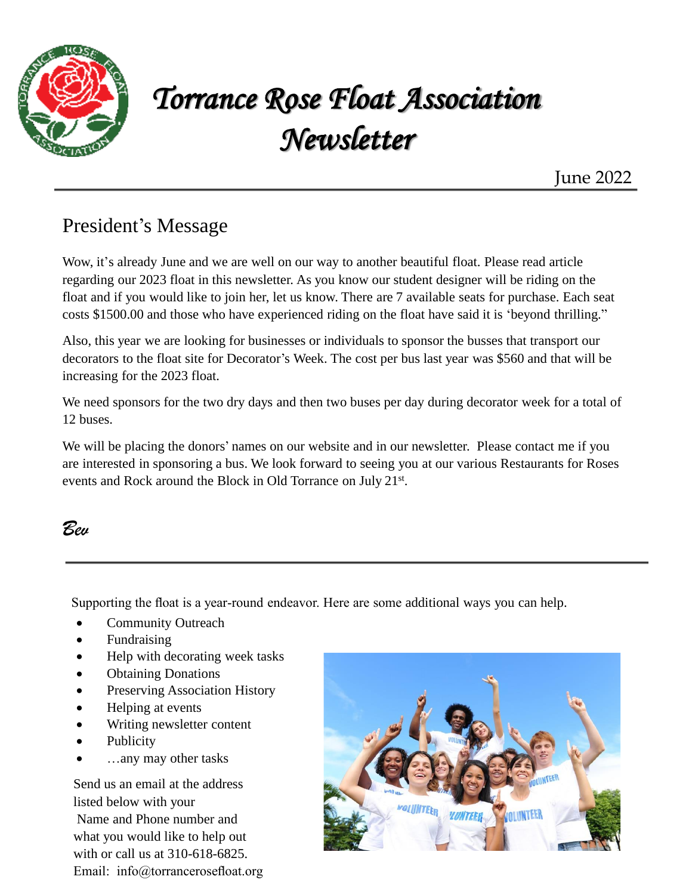# *Torrance Rose Float Association Newsletter*

June 2022

## President's Message

Wow, it's already June and we are well on our way to another beautiful float. Please read article regarding our 2023 float in this newsletter. As you know our student designer will be riding on the float and if you would like to join her, let us know. There are 7 available seats for purchase. Each seat costs $1500.00 and those who have experienced riding on the float have said it is 'beyond thrilling."

Also, this year we are looking for businesses or individuals to sponsor the busses that transport our decorators to the float site for Decorator's Week. The cost per bus last year was $560 and that will be increasing for the 2023 float.

We need sponsors for the two dry days and then two buses per day during decorator week for a total of 12 buses.

We will be placing the donors' names on our website and in our newsletter. Please contact me if you are interested in sponsoring a bus. We look forward to seeing you at our various Restaurants for Roses events and Rock around the Block in Old Torrance on July 21st.

*Bev*

---

Supporting the float is a year-round endeavor. Here are some additional ways you can help.

- Community Outreach
- Fundraising
- Help with decorating week tasks
- Obtaining Donations
- Preserving Association History
- Helping at events
- Writing newsletter content
- Publicity
- …any may other tasks

Send us an email at the address listed below with your Name and Phone number and what you would like to help out with or call us at 310-618-6825.
Email: info@torrancerosefloat.org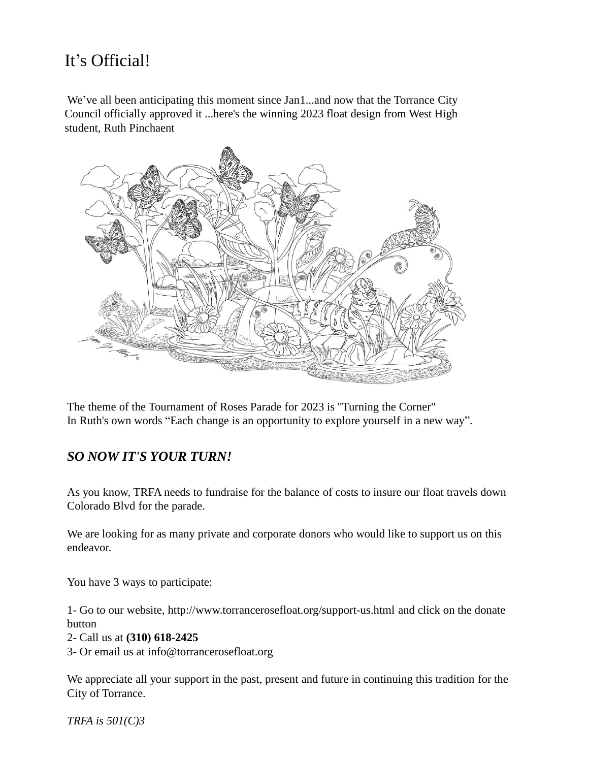# It's Official!

We've all been anticipating this moment since Jan1...and now that the Torrance City Council officially approved it ...here's the winning 2023 float design from West High student, Ruth Pinchaent

The theme of the Tournament of Roses Parade for 2023 is "Turning the Corner"
In Ruth's own words "Each change is an opportunity to explore yourself in a new way".

## *SO NOW IT'S YOUR TURN!*

As you know, TRFA needs to fundraise for the balance of costs to insure our float travels down Colorado Blvd for the parade.

We are looking for as many private and corporate donors who would like to support us on this endeavor.

You have 3 ways to participate:

1- Go to our website, http://www.torrancerosefloat.org/support-us.html and click on the donate button
2- Call us at **(310) 618-2425**
3- Or email us at info@torrancerosefloat.org

We appreciate all your support in the past, present and future in continuing this tradition for the City of Torrance.

*TRFA is 501(C)3*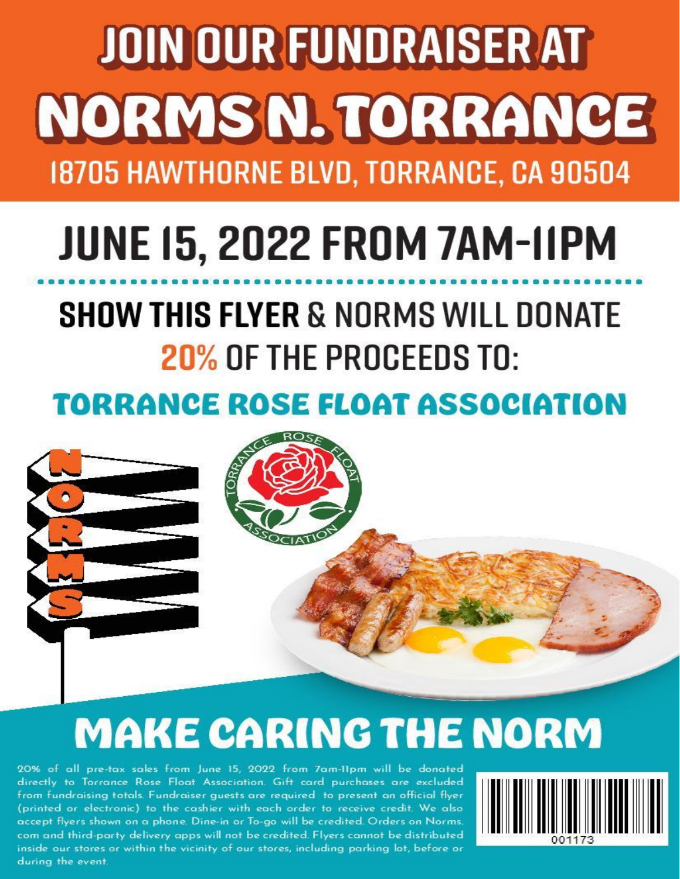# JOIN OUR FUNDRAISER AT

# NORMS N. TORRANCE

18705 HAWTHORNE BLVD, TORRANCE, CA 90504

## JUNE 15, 2022 FROM 7AM-11PM

**SHOW THIS FLYER** & NORMS WILL DONATE **20%** OF THE PROCEEDS TO:

## TORRANCE ROSE FLOAT ASSOCIATION

NORMS

TORRANCE ROSE FLOAT ASSOCIATION

## MAKE CARING THE NORM

20% of all pre-tax sales from June 15, 2022 from 7am-11pm will be donated directly to Torrance Rose Float Association. Gift card purchases are excluded from fundraising totals. Fundraiser guests are required to present an official flyer (printed or electronic) to the cashier with each order to receive credit. We also accept flyers shown on a phone. Dine-in or To-go will be credited. Orders on Norms.com and third-party delivery apps will not be credited. Flyers cannot be distributed inside our stores or within the vicinity of our stores, including parking lot, before or during the event.

001173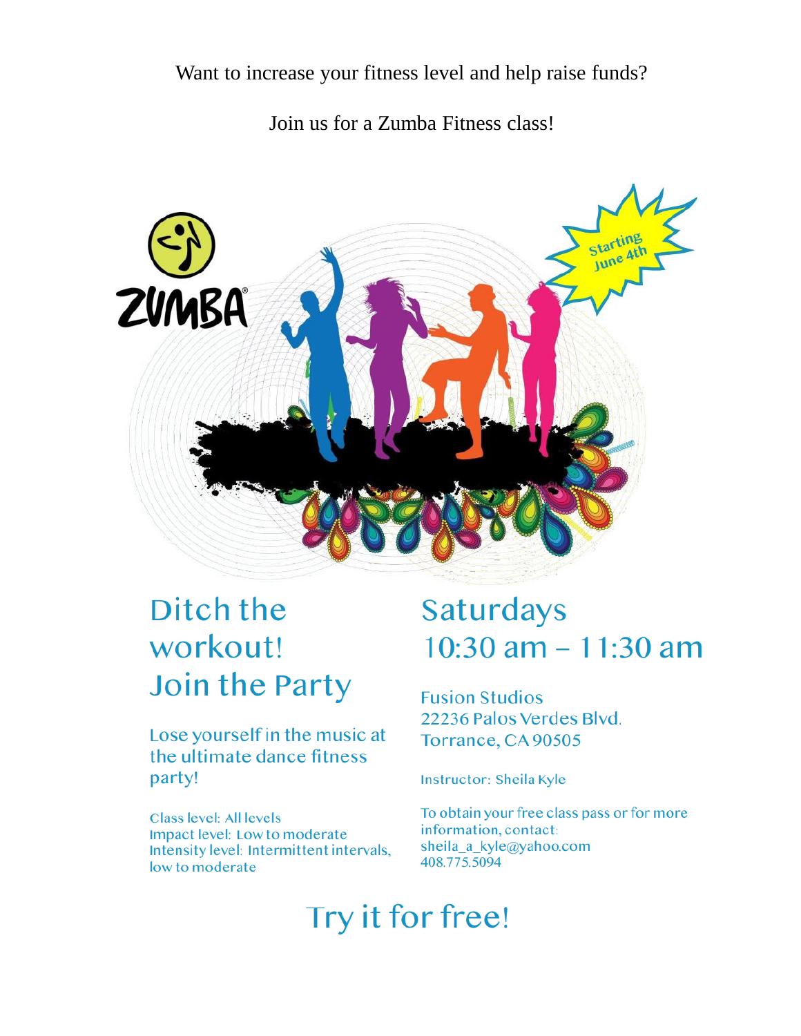Want to increase your fitness level and help raise funds?

Join us for a Zumba Fitness class!

ZUMBA

Starting June 4th

## Ditch the workout! Join the Party

Lose yourself in the music at the ultimate dance fitness party!

Class level: All levels
Impact level: Low to moderate
Intensity level: Intermittent intervals, low to moderate

## Saturdays 10:30 am – 11:30 am

Fusion Studios
22236 Palos Verdes Blvd.
Torrance, CA 90505

Instructor: Sheila Kyle

To obtain your free class pass or for more information, contact:
sheila_a_kyle@yahoo.com
408.775.5094

## Try it for free!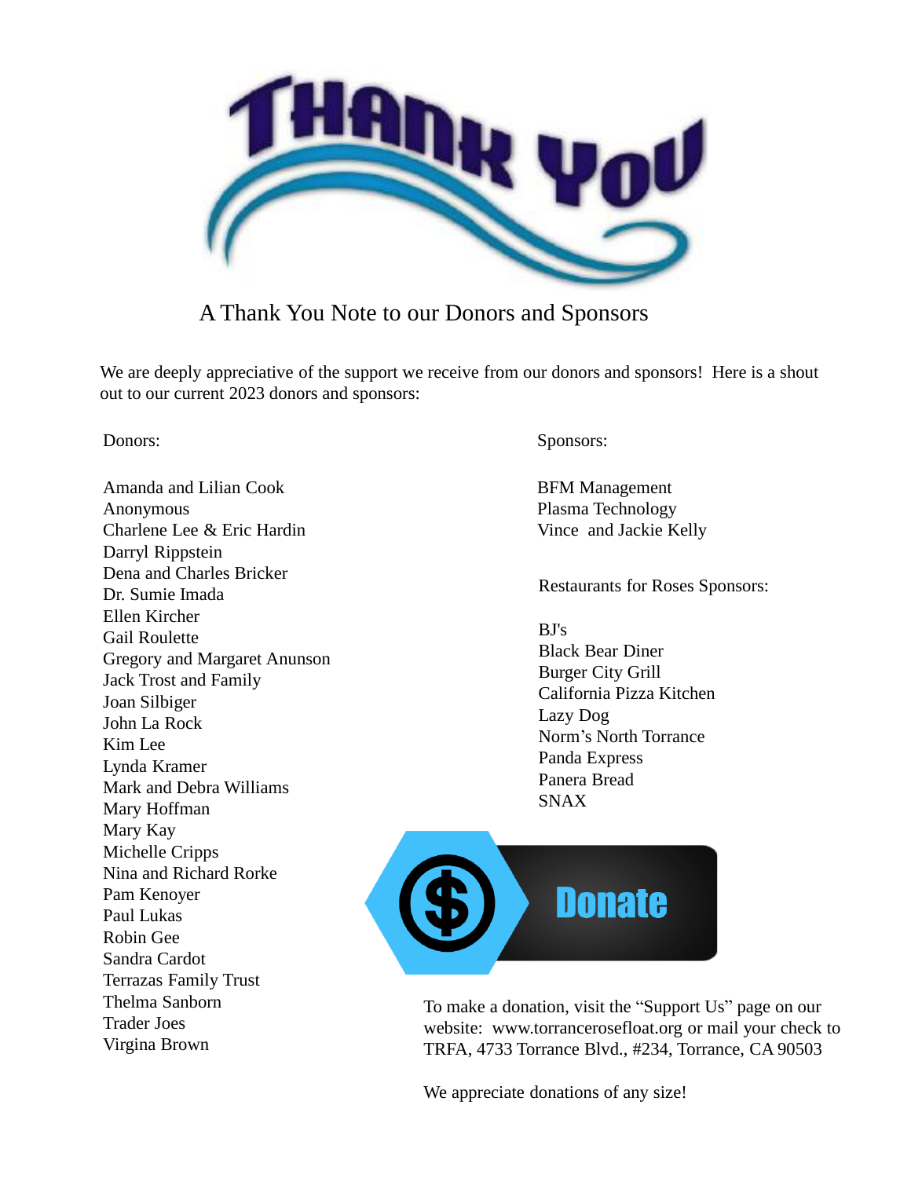# THANK YOU

## A Thank You Note to our Donors and Sponsors

We are deeply appreciative of the support we receive from our donors and sponsors! Here is a shout out to our current 2023 donors and sponsors:

Donors:

Amanda and Lilian Cook
Anonymous
Charlene Lee & Eric Hardin
Darryl Rippstein
Dena and Charles Bricker
Dr. Sumie Imada
Ellen Kircher
Gail Roulette
Gregory and Margaret Anunson
Jack Trost and Family
Joan Silbiger
John La Rock
Kim Lee
Lynda Kramer
Mark and Debra Williams
Mary Hoffman
Mary Kay
Michelle Cripps
Nina and Richard Rorke
Pam Kenoyer
Paul Lukas
Robin Gee
Sandra Cardot
Terrazas Family Trust
Thelma Sanborn
Trader Joes
Virgina Brown

Sponsors:

BFM Management
Plasma Technology
Vince and Jackie Kelly

Restaurants for Roses Sponsors:

BJ's
Black Bear Diner
Burger City Grill
California Pizza Kitchen
Lazy Dog
Norm's North Torrance
Panda Express
Panera Bread
SNAX

**Donate**

To make a donation, visit the "Support Us" page on our website: www.torranceroseflo at.org or mail your check to TRFA, 4733 Torrance Blvd., #234, Torrance, CA 90503

We appreciate donations of any size!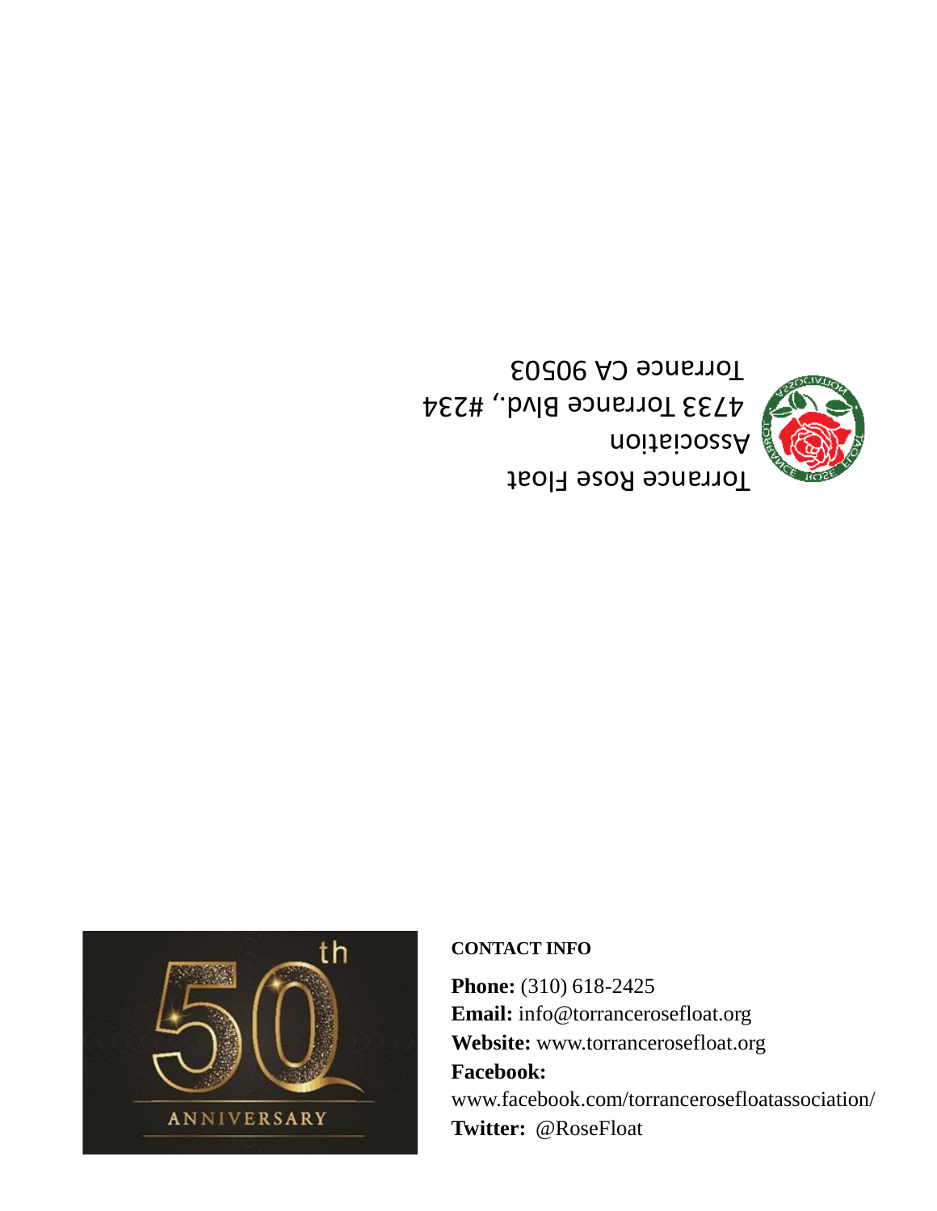Torrance Rose Float
Association
4733 Torrance Blvd., #234
Torrance CA 90503

**CONTACT INFO**

**Phone:** (310) 618-2425
**Email:** info@torrancerosefloat.org
**Website:** www.torrancerosefloat.org
**Facebook:**
www.facebook.com/torrancerosefloatassociation/
**Twitter:** @RoseFloat